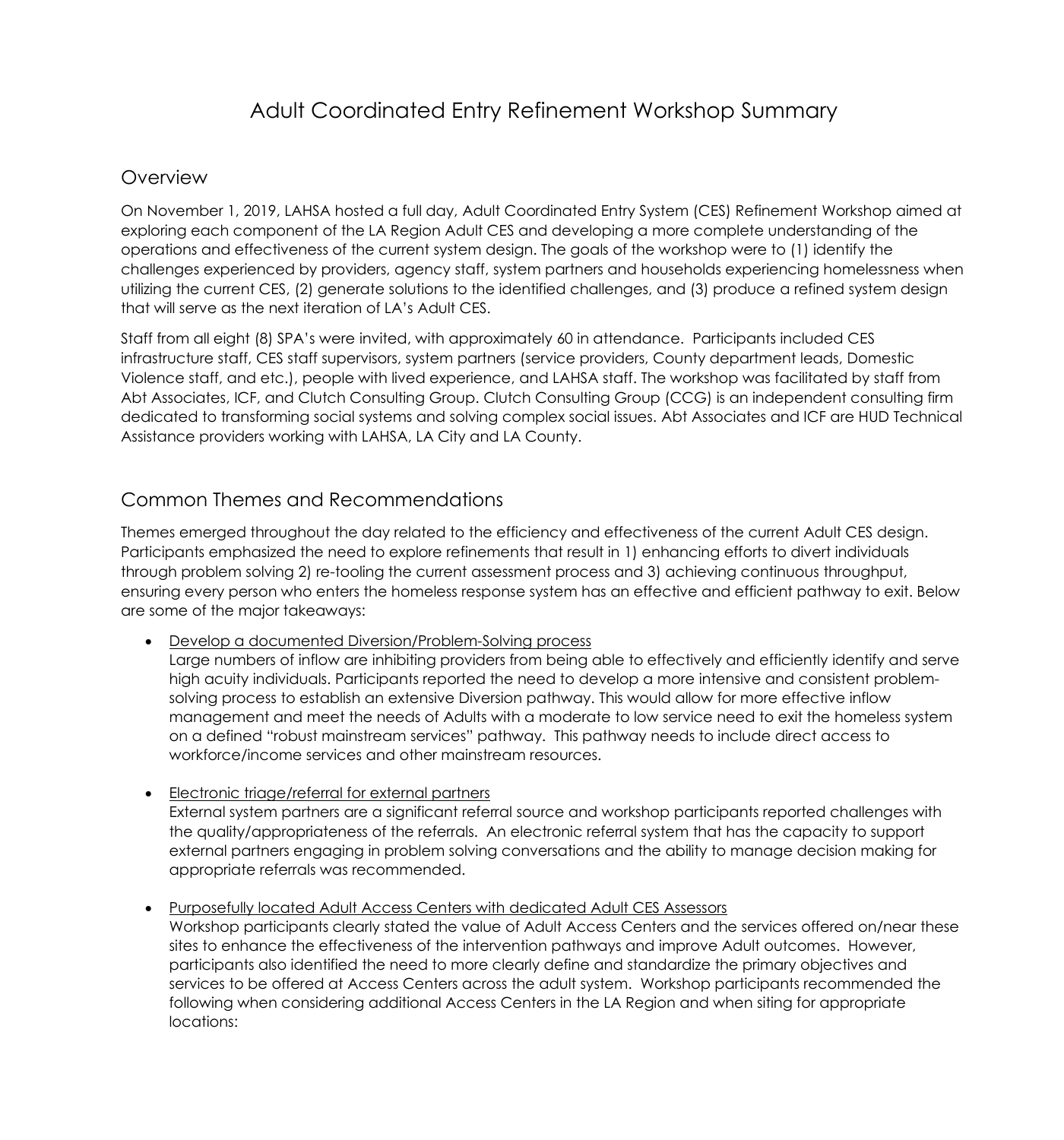# Adult Coordinated Entry Refinement Workshop Summary

## Overview

On November 1, 2019, LAHSA hosted a full day, Adult Coordinated Entry System (CES) Refinement Workshop aimed at exploring each component of the LA Region Adult CES and developing a more complete understanding of the operations and effectiveness of the current system design. The goals of the workshop were to (1) identify the challenges experienced by providers, agency staff, system partners and households experiencing homelessness when utilizing the current CES, (2) generate solutions to the identified challenges, and (3) produce a refined system design that will serve as the next iteration of LA's Adult CES.

Staff from all eight (8) SPA's were invited, with approximately 60 in attendance. Participants included CES infrastructure staff, CES staff supervisors, system partners (service providers, County department leads, Domestic Violence staff, and etc.), people with lived experience, and LAHSA staff. The workshop was facilitated by staff from Abt Associates, ICF, and Clutch Consulting Group. Clutch Consulting Group (CCG) is an independent consulting firm dedicated to transforming social systems and solving complex social issues. Abt Associates and ICF are HUD Technical Assistance providers working with LAHSA, LA City and LA County.

## Common Themes and Recommendations

Themes emerged throughout the day related to the efficiency and effectiveness of the current Adult CES design. Participants emphasized the need to explore refinements that result in 1) enhancing efforts to divert individuals through problem solving 2) re-tooling the current assessment process and 3) achieving continuous throughput, ensuring every person who enters the homeless response system has an effective and efficient pathway to exit. Below are some of the major takeaways:

- <u>Develop a documented Diversion/Problem-Solving process</u>
  Large numbers of inflow are inhibiting providers from being able to effectively and efficiently identify and serve high acuity individuals. Participants reported the need to develop a more intensive and consistent problem-solving process to establish an extensive Diversion pathway. This would allow for more effective inflow management and meet the needs of Adults with a moderate to low service need to exit the homeless system on a defined "robust mainstream services" pathway. This pathway needs to include direct access to workforce/income services and other mainstream resources.

- <u>Electronic triage/referral for external partners</u>
  External system partners are a significant referral source and workshop participants reported challenges with the quality/appropriateness of the referrals. An electronic referral system that has the capacity to support external partners engaging in problem solving conversations and the ability to manage decision making for appropriate referrals was recommended.

- <u>Purposefully located Adult Access Centers with dedicated Adult CES Assessors</u>
  Workshop participants clearly stated the value of Adult Access Centers and the services offered on/near these sites to enhance the effectiveness of the intervention pathways and improve Adult outcomes. However, participants also identified the need to more clearly define and standardize the primary objectives and services to be offered at Access Centers across the adult system. Workshop participants recommended the following when considering additional Access Centers in the LA Region and when siting for appropriate locations: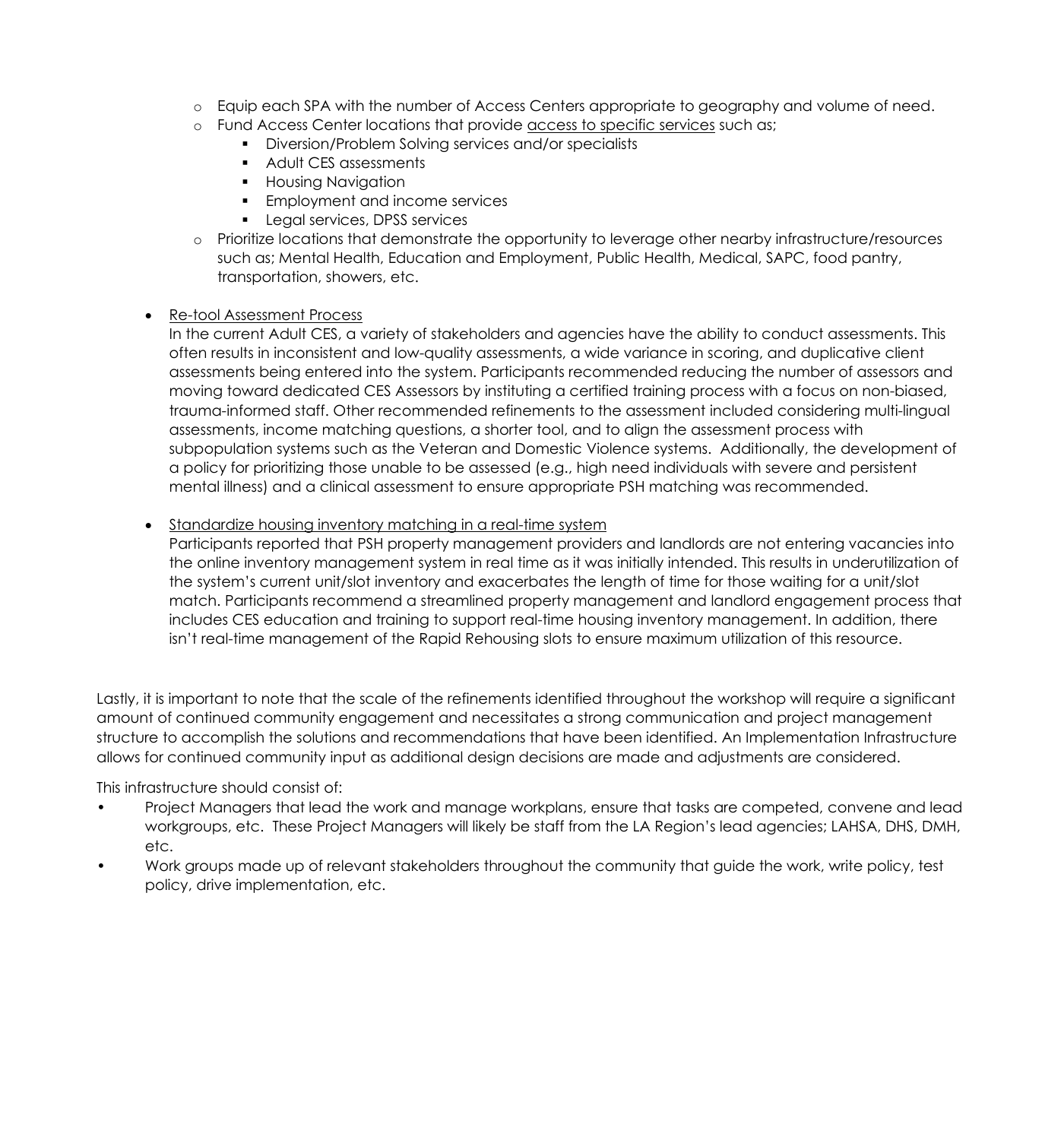- Equip each SPA with the number of Access Centers appropriate to geography and volume of need.
    - Fund Access Center locations that provide <u>access to specific services</u> such as;
        - Diversion/Problem Solving services and/or specialists
        - Adult CES assessments
        - Housing Navigation
        - Employment and income services
        - Legal services, DPSS services
    - Prioritize locations that demonstrate the opportunity to leverage other nearby infrastructure/resources such as; Mental Health, Education and Employment, Public Health, Medical, SAPC, food pantry, transportation, showers, etc.

- <u>Re-tool Assessment Process</u>

  In the current Adult CES, a variety of stakeholders and agencies have the ability to conduct assessments. This often results in inconsistent and low-quality assessments, a wide variance in scoring, and duplicative client assessments being entered into the system. Participants recommended reducing the number of assessors and moving toward dedicated CES Assessors by instituting a certified training process with a focus on non-biased, trauma-informed staff. Other recommended refinements to the assessment included considering multi-lingual assessments, income matching questions, a shorter tool, and to align the assessment process with subpopulation systems such as the Veteran and Domestic Violence systems. Additionally, the development of a policy for prioritizing those unable to be assessed (e.g., high need individuals with severe and persistent mental illness) and a clinical assessment to ensure appropriate PSH matching was recommended.

- <u>Standardize housing inventory matching in a real-time system</u>

  Participants reported that PSH property management providers and landlords are not entering vacancies into the online inventory management system in real time as it was initially intended. This results in underutilization of the system's current unit/slot inventory and exacerbates the length of time for those waiting for a unit/slot match. Participants recommend a streamlined property management and landlord engagement process that includes CES education and training to support real-time housing inventory management. In addition, there isn't real-time management of the Rapid Rehousing slots to ensure maximum utilization of this resource.

Lastly, it is important to note that the scale of the refinements identified throughout the workshop will require a significant amount of continued community engagement and necessitates a strong communication and project management structure to accomplish the solutions and recommendations that have been identified. An Implementation Infrastructure allows for continued community input as additional design decisions are made and adjustments are considered.

This infrastructure should consist of:

- Project Managers that lead the work and manage workplans, ensure that tasks are competed, convene and lead workgroups, etc. These Project Managers will likely be staff from the LA Region's lead agencies; LAHSA, DHS, DMH, etc.
- Work groups made up of relevant stakeholders throughout the community that guide the work, write policy, test policy, drive implementation, etc.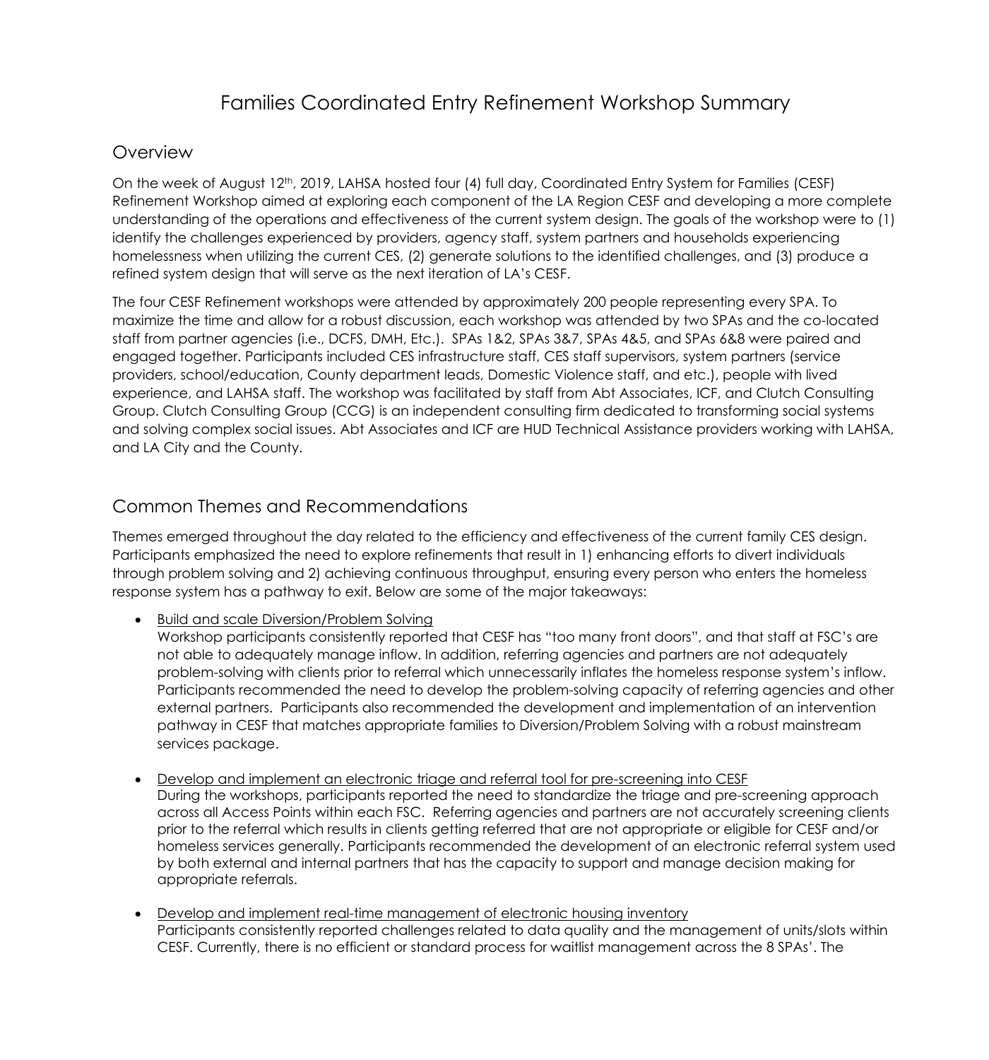# Families Coordinated Entry Refinement Workshop Summary

## Overview

On the week of August 12th, 2019, LAHSA hosted four (4) full day, Coordinated Entry System for Families (CESF) Refinement Workshop aimed at exploring each component of the LA Region CESF and developing a more complete understanding of the operations and effectiveness of the current system design. The goals of the workshop were to (1) identify the challenges experienced by providers, agency staff, system partners and households experiencing homelessness when utilizing the current CES, (2) generate solutions to the identified challenges, and (3) produce a refined system design that will serve as the next iteration of LA's CESF.

The four CESF Refinement workshops were attended by approximately 200 people representing every SPA. To maximize the time and allow for a robust discussion, each workshop was attended by two SPAs and the co-located staff from partner agencies (i.e., DCFS, DMH, Etc.). SPAs 1&2, SPAs 3&7, SPAs 4&5, and SPAs 6&8 were paired and engaged together. Participants included CES infrastructure staff, CES staff supervisors, system partners (service providers, school/education, County department leads, Domestic Violence staff, and etc.), people with lived experience, and LAHSA staff. The workshop was facilitated by staff from Abt Associates, ICF, and Clutch Consulting Group. Clutch Consulting Group (CCG) is an independent consulting firm dedicated to transforming social systems and solving complex social issues. Abt Associates and ICF are HUD Technical Assistance providers working with LAHSA, and LA City and the County.

## Common Themes and Recommendations

Themes emerged throughout the day related to the efficiency and effectiveness of the current family CES design. Participants emphasized the need to explore refinements that result in 1) enhancing efforts to divert individuals through problem solving and 2) achieving continuous throughput, ensuring every person who enters the homeless response system has a pathway to exit. Below are some of the major takeaways:

- <u>Build and scale Diversion/Problem Solving</u>
  Workshop participants consistently reported that CESF has "too many front doors", and that staff at FSC's are not able to adequately manage inflow. In addition, referring agencies and partners are not adequately problem-solving with clients prior to referral which unnecessarily inflates the homeless response system's inflow. Participants recommended the need to develop the problem-solving capacity of referring agencies and other external partners. Participants also recommended the development and implementation of an intervention pathway in CESF that matches appropriate families to Diversion/Problem Solving with a robust mainstream services package.

- <u>Develop and implement an electronic triage and referral tool for pre-screening into CESF</u>
  During the workshops, participants reported the need to standardize the triage and pre-screening approach across all Access Points within each FSC. Referring agencies and partners are not accurately screening clients prior to the referral which results in clients getting referred that are not appropriate or eligible for CESF and/or homeless services generally. Participants recommended the development of an electronic referral system used by both external and internal partners that has the capacity to support and manage decision making for appropriate referrals.

- <u>Develop and implement real-time management of electronic housing inventory</u>
  Participants consistently reported challenges related to data quality and the management of units/slots within CESF. Currently, there is no efficient or standard process for waitlist management across the 8 SPAs'. The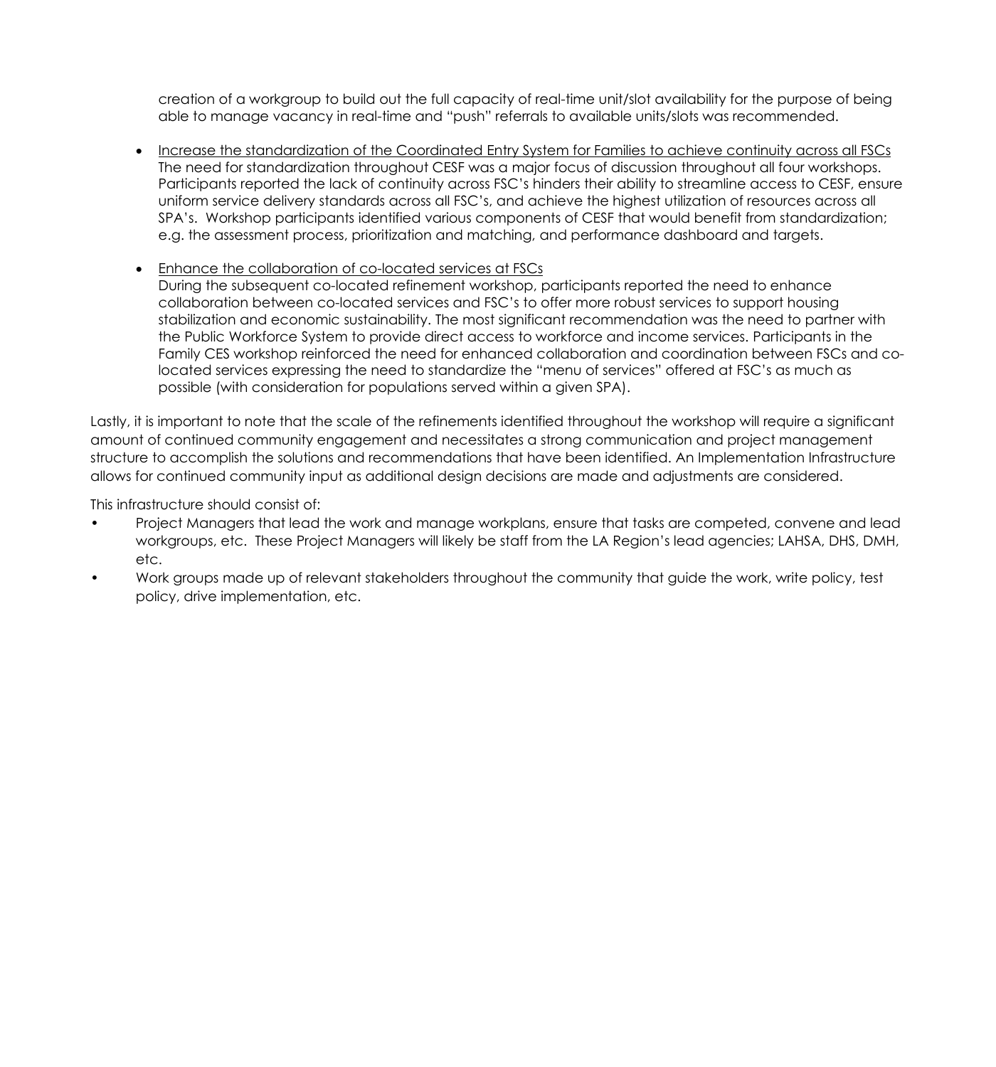creation of a workgroup to build out the full capacity of real-time unit/slot availability for the purpose of being able to manage vacancy in real-time and "push" referrals to available units/slots was recommended.

- <u>Increase the standardization of the Coordinated Entry System for Families to achieve continuity across all FSCs</u>
  The need for standardization throughout CESF was a major focus of discussion throughout all four workshops. Participants reported the lack of continuity across FSC's hinders their ability to streamline access to CESF, ensure uniform service delivery standards across all FSC's, and achieve the highest utilization of resources across all SPA's. Workshop participants identified various components of CESF that would benefit from standardization; e.g. the assessment process, prioritization and matching, and performance dashboard and targets.

- <u>Enhance the collaboration of co-located services at FSCs</u>
  During the subsequent co-located refinement workshop, participants reported the need to enhance collaboration between co-located services and FSC's to offer more robust services to support housing stabilization and economic sustainability. The most significant recommendation was the need to partner with the Public Workforce System to provide direct access to workforce and income services. Participants in the Family CES workshop reinforced the need for enhanced collaboration and coordination between FSCs and co-located services expressing the need to standardize the "menu of services" offered at FSC's as much as possible (with consideration for populations served within a given SPA).

Lastly, it is important to note that the scale of the refinements identified throughout the workshop will require a significant amount of continued community engagement and necessitates a strong communication and project management structure to accomplish the solutions and recommendations that have been identified. An Implementation Infrastructure allows for continued community input as additional design decisions are made and adjustments are considered.

This infrastructure should consist of:

- Project Managers that lead the work and manage workplans, ensure that tasks are competed, convene and lead workgroups, etc. These Project Managers will likely be staff from the LA Region's lead agencies; LAHSA, DHS, DMH, etc.
- Work groups made up of relevant stakeholders throughout the community that guide the work, write policy, test policy, drive implementation, etc.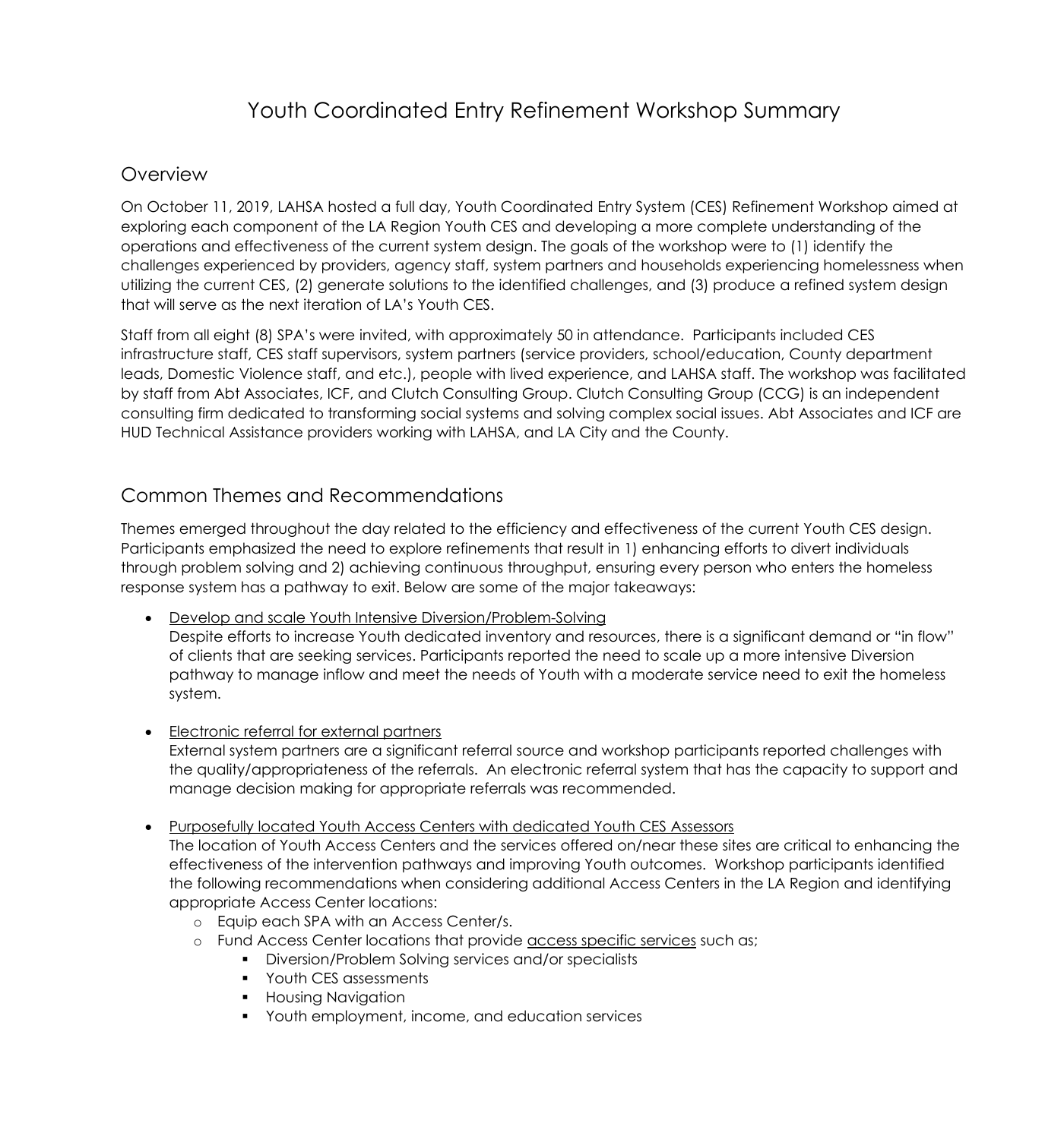# Youth Coordinated Entry Refinement Workshop Summary

## Overview

On October 11, 2019, LAHSA hosted a full day, Youth Coordinated Entry System (CES) Refinement Workshop aimed at exploring each component of the LA Region Youth CES and developing a more complete understanding of the operations and effectiveness of the current system design. The goals of the workshop were to (1) identify the challenges experienced by providers, agency staff, system partners and households experiencing homelessness when utilizing the current CES, (2) generate solutions to the identified challenges, and (3) produce a refined system design that will serve as the next iteration of LA's Youth CES.

Staff from all eight (8) SPA's were invited, with approximately 50 in attendance. Participants included CES infrastructure staff, CES staff supervisors, system partners (service providers, school/education, County department leads, Domestic Violence staff, and etc.), people with lived experience, and LAHSA staff. The workshop was facilitated by staff from Abt Associates, ICF, and Clutch Consulting Group. Clutch Consulting Group (CCG) is an independent consulting firm dedicated to transforming social systems and solving complex social issues. Abt Associates and ICF are HUD Technical Assistance providers working with LAHSA, and LA City and the County.

## Common Themes and Recommendations

Themes emerged throughout the day related to the efficiency and effectiveness of the current Youth CES design. Participants emphasized the need to explore refinements that result in 1) enhancing efforts to divert individuals through problem solving and 2) achieving continuous throughput, ensuring every person who enters the homeless response system has a pathway to exit. Below are some of the major takeaways:

- <u>Develop and scale Youth Intensive Diversion/Problem-Solving</u>
  Despite efforts to increase Youth dedicated inventory and resources, there is a significant demand or "in flow" of clients that are seeking services. Participants reported the need to scale up a more intensive Diversion pathway to manage inflow and meet the needs of Youth with a moderate service need to exit the homeless system.

- <u>Electronic referral for external partners</u>
  External system partners are a significant referral source and workshop participants reported challenges with the quality/appropriateness of the referrals. An electronic referral system that has the capacity to support and manage decision making for appropriate referrals was recommended.

- <u>Purposefully located Youth Access Centers with dedicated Youth CES Assessors</u>
  The location of Youth Access Centers and the services offered on/near these sites are critical to enhancing the effectiveness of the intervention pathways and improving Youth outcomes. Workshop participants identified the following recommendations when considering additional Access Centers in the LA Region and identifying appropriate Access Center locations:
  - Equip each SPA with an Access Center/s.
  - Fund Access Center locations that provide <u>access specific services</u> such as;
    - Diversion/Problem Solving services and/or specialists
    - Youth CES assessments
    - Housing Navigation
    - Youth employment, income, and education services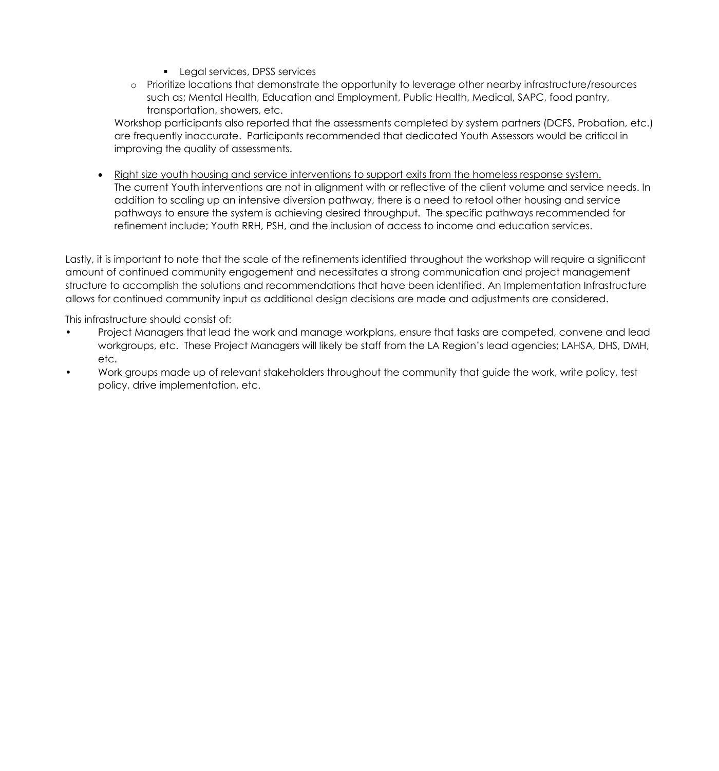- Legal services, DPSS services
    - Prioritize locations that demonstrate the opportunity to leverage other nearby infrastructure/resources such as; Mental Health, Education and Employment, Public Health, Medical, SAPC, food pantry, transportation, showers, etc.

  Workshop participants also reported that the assessments completed by system partners (DCFS, Probation, etc.) are frequently inaccurate. Participants recommended that dedicated Youth Assessors would be critical in improving the quality of assessments.

- <u>Right size youth housing and service interventions to support exits from the homeless response system.</u>
  The current Youth interventions are not in alignment with or reflective of the client volume and service needs. In addition to scaling up an intensive diversion pathway, there is a need to retool other housing and service pathways to ensure the system is achieving desired throughput. The specific pathways recommended for refinement include; Youth RRH, PSH, and the inclusion of access to income and education services.

Lastly, it is important to note that the scale of the refinements identified throughout the workshop will require a significant amount of continued community engagement and necessitates a strong communication and project management structure to accomplish the solutions and recommendations that have been identified. An Implementation Infrastructure allows for continued community input as additional design decisions are made and adjustments are considered.

This infrastructure should consist of:

- Project Managers that lead the work and manage workplans, ensure that tasks are competed, convene and lead workgroups, etc. These Project Managers will likely be staff from the LA Region's lead agencies; LAHSA, DHS, DMH, etc.
- Work groups made up of relevant stakeholders throughout the community that guide the work, write policy, test policy, drive implementation, etc.